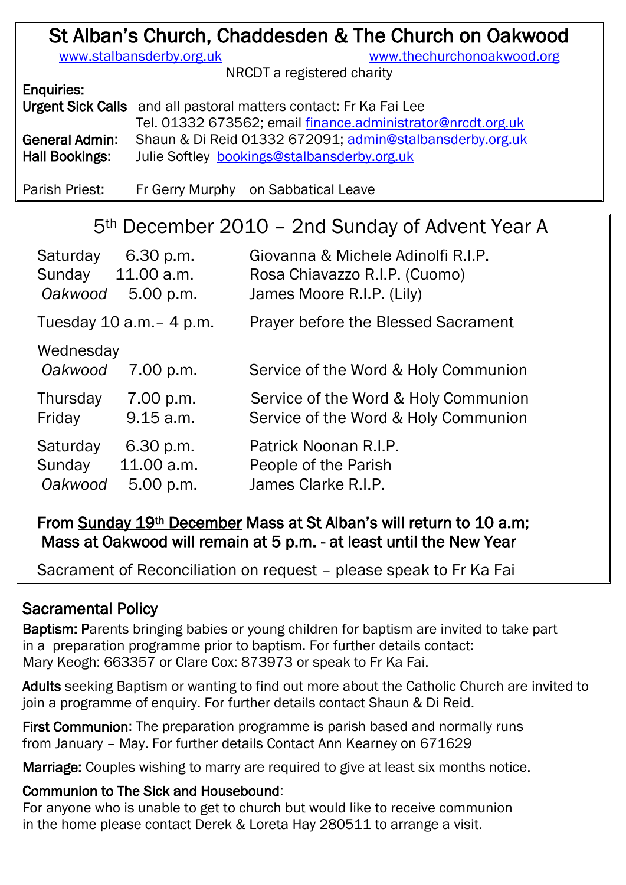# St Alban's Church, Chaddesden & The Church on Oakwood

www.stalbansderby.org.uk www.thechurchonoakwood.org

NRCDT a registered charity

**Enquiries:**

**Urgent Sick Calls** and all pastoral matters contact: Fr Ka Fai Lee
Tel. 01332 673562; email finance.administrator@nrcdt.org.uk

**General Admin:** Shaun & Di Reid 01332 672091; admin@stalbansderby.org.uk

**Hall Bookings:** Julie Softley bookings@stalbansderby.org.uk

Parish Priest: Fr Gerry Murphy on Sabbatical Leave

## 5th December 2010 – 2nd Sunday of Advent Year A

| | | |
|---|---|---|
| Saturday | 6.30 p.m. | Giovanna & Michele Adinolfi R.I.P. |
| Sunday | 11.00 a.m. | Rosa Chiavazzo R.I.P. (Cuomo) |
| *Oakwood* | 5.00 p.m. | James Moore R.I.P. (Lily) |
| Tuesday | 10 a.m.– 4 p.m. | Prayer before the Blessed Sacrament |
| Wednesday *Oakwood* | 7.00 p.m. | Service of the Word & Holy Communion |
| Thursday | 7.00 p.m. | Service of the Word & Holy Communion |
| Friday | 9.15 a.m. | Service of the Word & Holy Communion |
| Saturday | 6.30 p.m. | Patrick Noonan R.I.P. |
| Sunday | 11.00 a.m. | People of the Parish |
| *Oakwood* | 5.00 p.m. | James Clarke R.I.P. |

**From Sunday 19th December Mass at St Alban's will return to 10 a.m; Mass at Oakwood will remain at 5 p.m. - at least until the New Year**

Sacrament of Reconciliation on request – please speak to Fr Ka Fai

## Sacramental Policy

**Baptism:** Parents bringing babies or young children for baptism are invited to take part in a preparation programme prior to baptism. For further details contact: Mary Keogh: 663357 or Clare Cox: 873973 or speak to Fr Ka Fai.

**Adults** seeking Baptism or wanting to find out more about the Catholic Church are invited to join a programme of enquiry. For further details contact Shaun & Di Reid.

**First Communion**: The preparation programme is parish based and normally runs from January – May. For further details Contact Ann Kearney on 671629

**Marriage:** Couples wishing to marry are required to give at least six months notice.

**Communion to The Sick and Housebound**:
For anyone who is unable to get to church but would like to receive communion in the home please contact Derek & Loreta Hay 280511 to arrange a visit.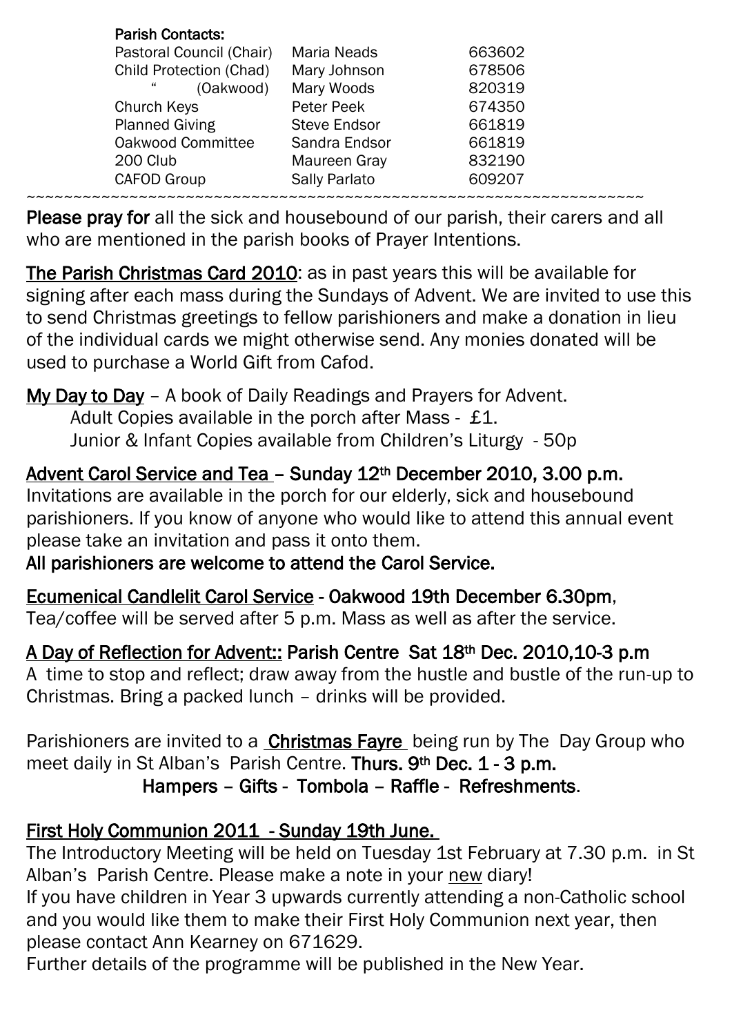**Parish Contacts:**

| | | |
|---|---|---|
| Pastoral Council (Chair) | Maria Neads | 663602 |
| Child Protection (Chad) | Mary Johnson | 678506 |
| " (Oakwood) | Mary Woods | 820319 |
| Church Keys | Peter Peek | 674350 |
| Planned Giving | Steve Endsor | 661819 |
| Oakwood Committee | Sandra Endsor | 661819 |
| 200 Club | Maureen Gray | 832190 |
| CAFOD Group | Sally Parlato | 609207 |

~~~~~~~~~~~~~~~~~~~~~~~~~~~~~~~~~~~~~~~~~~~~~~~~~~~~~~~~~~~~~~~~~~~~~~~~

**Please pray for** all the sick and housebound of our parish, their carers and all who are mentioned in the parish books of Prayer Intentions.

**The Parish Christmas Card 2010**: as in past years this will be available for signing after each mass during the Sundays of Advent. We are invited to use this to send Christmas greetings to fellow parishioners and make a donation in lieu of the individual cards we might otherwise send. Any monies donated will be used to purchase a World Gift from Cafod.

**My Day to Day** – A book of Daily Readings and Prayers for Advent.
Adult Copies available in the porch after Mass - £1.
Junior & Infant Copies available from Children's Liturgy - 50p

**Advent Carol Service and Tea – Sunday 12th December 2010, 3.00 p.m.**
Invitations are available in the porch for our elderly, sick and housebound parishioners. If you know of anyone who would like to attend this annual event please take an invitation and pass it onto them.
**All parishioners are welcome to attend the Carol Service.**

**Ecumenical Candlelit Carol Service - Oakwood 19th December 6.30pm**,
Tea/coffee will be served after 5 p.m. Mass as well as after the service.

**A Day of Reflection for Advent:: Parish Centre Sat 18th Dec. 2010,10-3 p.m**
A time to stop and reflect; draw away from the hustle and bustle of the run-up to Christmas. Bring a packed lunch – drinks will be provided.

Parishioners are invited to a **Christmas Fayre** being run by The Day Group who meet daily in St Alban's Parish Centre. **Thurs. 9th Dec. 1 - 3 p.m.**
**Hampers – Gifts - Tombola – Raffle - Refreshments**.

**First Holy Communion 2011 - Sunday 19th June.**
The Introductory Meeting will be held on Tuesday 1st February at 7.30 p.m. in St Alban's Parish Centre. Please make a note in your new diary!
If you have children in Year 3 upwards currently attending a non-Catholic school and you would like them to make their First Holy Communion next year, then please contact Ann Kearney on 671629.
Further details of the programme will be published in the New Year.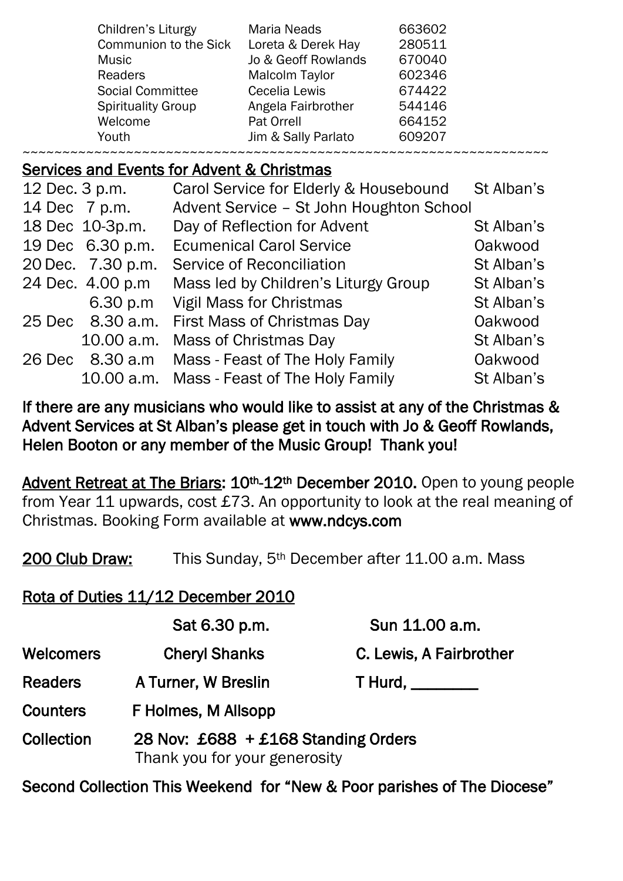| | | |
|---|---|---|
| Children's Liturgy | Maria Neads | 663602 |
| Communion to the Sick | Loreta & Derek Hay | 280511 |
| Music | Jo & Geoff Rowlands | 670040 |
| Readers | Malcolm Taylor | 602346 |
| Social Committee | Cecelia Lewis | 674422 |
| Spirituality Group | Angela Fairbrother | 544146 |
| Welcome | Pat Orrell | 664152 |
| Youth | Jim & Sally Parlato | 609207 |

~~~~~~~~~~~~~~~~~~~~~~~~~~~~~~~~~~~~~~~~~~~~~~~~~~~~~~~~~~~~~~~~~~~~~~~~

## Services and Events for Advent & Christmas

| | | | |
|---|---|---|---|
| 12 Dec. | 3 p.m. | Carol Service for Elderly & Housebound | St Alban's |
| 14 Dec | 7 p.m. | Advent Service – St John Houghton School | |
| 18 Dec | 10-3p.m. | Day of Reflection for Advent | St Alban's |
| 19 Dec | 6.30 p.m. | Ecumenical Carol Service | Oakwood |
| 20 Dec. | 7.30 p.m. | Service of Reconciliation | St Alban's |
| 24 Dec. | 4.00 p.m | Mass led by Children's Liturgy Group | St Alban's |
| | 6.30 p.m | Vigil Mass for Christmas | St Alban's |
| 25 Dec | 8.30 a.m. | First Mass of Christmas Day | Oakwood |
| | 10.00 a.m. | Mass of Christmas Day | St Alban's |
| 26 Dec | 8.30 a.m | Mass - Feast of The Holy Family | Oakwood |
| | 10.00 a.m. | Mass - Feast of The Holy Family | St Alban's |

**If there are any musicians who would like to assist at any of the Christmas & Advent Services at St Alban's please get in touch with Jo & Geoff Rowlands, Helen Booton or any member of the Music Group! Thank you!**

**Advent Retreat at The Briars: 10th-12th December 2010.** Open to young people from Year 11 upwards, cost £73. An opportunity to look at the real meaning of Christmas. Booking Form available at **www.ndcys.com**

**200 Club Draw:** This Sunday, 5th December after 11.00 a.m. Mass

## Rota of Duties 11/12 December 2010

| | Sat 6.30 p.m. | Sun 11.00 a.m. |
|---|---|---|
| **Welcomers** | **Cheryl Shanks** | **C. Lewis, A Fairbrother** |
| **Readers** | **A Turner, W Breslin** | **T Hurd, ________** |
| **Counters** | **F Holmes, M Allsopp** | |

**Collection** **28 Nov: £688 + £168 Standing Orders**
Thank you for your generosity

**Second Collection This Weekend for "New & Poor parishes of The Diocese"**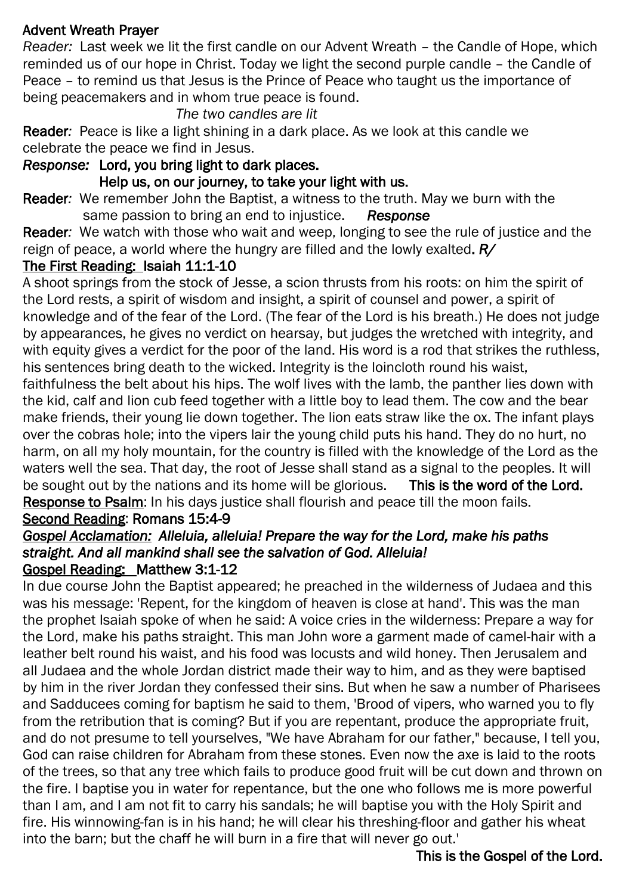## Advent Wreath Prayer

*Reader:* Last week we lit the first candle on our Advent Wreath – the Candle of Hope, which reminded us of our hope in Christ. Today we light the second purple candle – the Candle of Peace – to remind us that Jesus is the Prince of Peace who taught us the importance of being peacemakers and in whom true peace is found.

*The two candles are lit*

**Reader***:* Peace is like a light shining in a dark place. As we look at this candle we celebrate the peace we find in Jesus.

***Response:*** **Lord, you bring light to dark places.**
**Help us, on our journey, to take your light with us.**

**Reader***:* We remember John the Baptist, a witness to the truth. May we burn with the same passion to bring an end to injustice. ***Response***

**Reader***:* We watch with those who wait and weep, longing to see the rule of justice and the reign of peace, a world where the hungry are filled and the lowly exalted**.** ***R/***

## The First Reading: Isaiah 11:1-10

A shoot springs from the stock of Jesse, a scion thrusts from his roots: on him the spirit of the Lord rests, a spirit of wisdom and insight, a spirit of counsel and power, a spirit of knowledge and of the fear of the Lord. (The fear of the Lord is his breath.) He does not judge by appearances, he gives no verdict on hearsay, but judges the wretched with integrity, and with equity gives a verdict for the poor of the land. His word is a rod that strikes the ruthless, his sentences bring death to the wicked. Integrity is the loincloth round his waist, faithfulness the belt about his hips. The wolf lives with the lamb, the panther lies down with the kid, calf and lion cub feed together with a little boy to lead them. The cow and the bear make friends, their young lie down together. The lion eats straw like the ox. The infant plays over the cobras hole; into the vipers lair the young child puts his hand. They do no hurt, no harm, on all my holy mountain, for the country is filled with the knowledge of the Lord as the waters well the sea. That day, the root of Jesse shall stand as a signal to the peoples. It will be sought out by the nations and its home will be glorious. **This is the word of the Lord.**

**Response to Psalm**: In his days justice shall flourish and peace till the moon fails.

## Second Reading: Romans 15:4-9

***Gospel Acclamation:* *Alleluia, alleluia! Prepare the way for the Lord, make his paths straight. And all mankind shall see the salvation of God. Alleluia!***

## Gospel Reading: Matthew 3:1-12

In due course John the Baptist appeared; he preached in the wilderness of Judaea and this was his message: 'Repent, for the kingdom of heaven is close at hand'. This was the man the prophet Isaiah spoke of when he said: A voice cries in the wilderness: Prepare a way for the Lord, make his paths straight. This man John wore a garment made of camel-hair with a leather belt round his waist, and his food was locusts and wild honey. Then Jerusalem and all Judaea and the whole Jordan district made their way to him, and as they were baptised by him in the river Jordan they confessed their sins. But when he saw a number of Pharisees and Sadducees coming for baptism he said to them, 'Brood of vipers, who warned you to fly from the retribution that is coming? But if you are repentant, produce the appropriate fruit, and do not presume to tell yourselves, "We have Abraham for our father," because, I tell you, God can raise children for Abraham from these stones. Even now the axe is laid to the roots of the trees, so that any tree which fails to produce good fruit will be cut down and thrown on the fire. I baptise you in water for repentance, but the one who follows me is more powerful than I am, and I am not fit to carry his sandals; he will baptise you with the Holy Spirit and fire. His winnowing-fan is in his hand; he will clear his threshing-floor and gather his wheat into the barn; but the chaff he will burn in a fire that will never go out.'

**This is the Gospel of the Lord.**